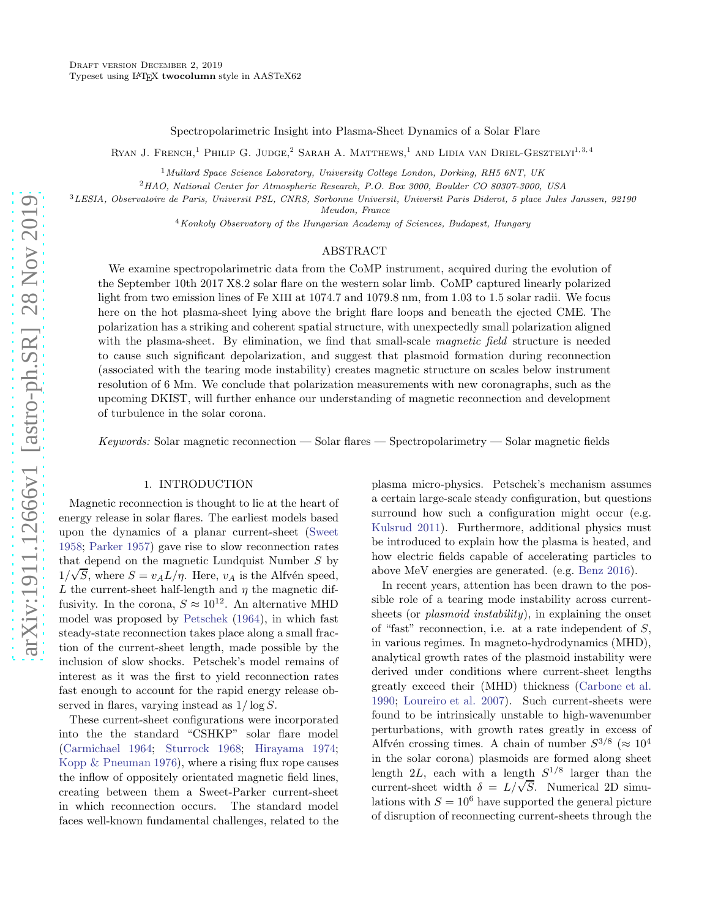Draft version December 2, 2019

Typeset using LaTeX **twocolumn** style in AASTeX62

# Spectropolarimetric Insight into Plasma-Sheet Dynamics of a Solar Flare

Ryan J. French,[1] Philip G. Judge,[2] Sarah A. Matthews,[1] and Lidia van Driel-Gesztelyi[1,3,4]

[1] *Mullard Space Science Laboratory, University College London, Dorking, RH5 6NT, UK*

[2] *HAO, National Center for Atmospheric Research, P.O. Box 3000, Boulder CO 80307-3000, USA*

[3] *LESIA, Observatoire de Paris, Universit PSL, CNRS, Sorbonne Universit, Universit Paris Diderot, 5 place Jules Janssen, 92190 Meudon, France*

[4] *Konkoly Observatory of the Hungarian Academy of Sciences, Budapest, Hungary*

## ABSTRACT

We examine spectropolarimetric data from the CoMP instrument, acquired during the evolution of the September 10th 2017 X8.2 solar flare on the western solar limb. CoMP captured linearly polarized light from two emission lines of Fe XIII at 1074.7 and 1079.8 nm, from 1.03 to 1.5 solar radii. We focus here on the hot plasma-sheet lying above the bright flare loops and beneath the ejected CME. The polarization has a striking and coherent spatial structure, with unexpectedly small polarization aligned with the plasma-sheet. By elimination, we find that small-scale *magnetic field* structure is needed to cause such significant depolarization, and suggest that plasmoid formation during reconnection (associated with the tearing mode instability) creates magnetic structure on scales below instrument resolution of 6 Mm. We conclude that polarization measurements with new coronagraphs, such as the upcoming DKIST, will further enhance our understanding of magnetic reconnection and development of turbulence in the solar corona.

*Keywords:* Solar magnetic reconnection — Solar flares — Spectropolarimetry — Solar magnetic fields

## 1. INTRODUCTION

Magnetic reconnection is thought to lie at the heart of energy release in solar flares. The earliest models based upon the dynamics of a planar current-sheet (Sweet 1958; Parker 1957) gave rise to slow reconnection rates that depend on the magnetic Lundquist Number $S$ by $1/\sqrt{S}$, where $S = v_A L/\eta$. Here, $v_A$ is the Alfvén speed, $L$ the current-sheet half-length and $\eta$ the magnetic diffusivity. In the corona, $S \approx 10^{12}$. An alternative MHD model was proposed by Petschek (1964), in which fast steady-state reconnection takes place along a small fraction of the current-sheet length, made possible by the inclusion of slow shocks. Petschek's model remains of interest as it was the first to yield reconnection rates fast enough to account for the rapid energy release observed in flares, varying instead as $1/\log S$.

These current-sheet configurations were incorporated into the the standard "CSHKP" solar flare model (Carmichael 1964; Sturrock 1968; Hirayama 1974; Kopp & Pneuman 1976), where a rising flux rope causes the inflow of oppositely orientated magnetic field lines, creating between them a Sweet-Parker current-sheet in which reconnection occurs. The standard model faces well-known fundamental challenges, related to the plasma micro-physics. Petschek's mechanism assumes a certain large-scale steady configuration, but questions surround how such a configuration might occur (e.g. Kulsrud 2011). Furthermore, additional physics must be introduced to explain how the plasma is heated, and how electric fields capable of accelerating particles to above MeV energies are generated. (e.g. Benz 2016).

In recent years, attention has been drawn to the possible role of a tearing mode instability across current-sheets (or *plasmoid instability*), in explaining the onset of "fast" reconnection, i.e. at a rate independent of $S$, in various regimes. In magneto-hydrodynamics (MHD), analytical growth rates of the plasmoid instability were derived under conditions where current-sheet lengths greatly exceed their (MHD) thickness (Carbone et al. 1990; Loureiro et al. 2007). Such current-sheets were found to be intrinsically unstable to high-wavenumber perturbations, with growth rates greatly in excess of Alfvén crossing times. A chain of number $S^{3/8}$ ($\approx 10^4$ in the solar corona) plasmoids are formed along sheet length $2L$, each with a length $S^{1/8}$ larger than the current-sheet width $\delta = L/\sqrt{S}$. Numerical 2D simulations with $S = 10^6$ have supported the general picture of disruption of reconnecting current-sheets through the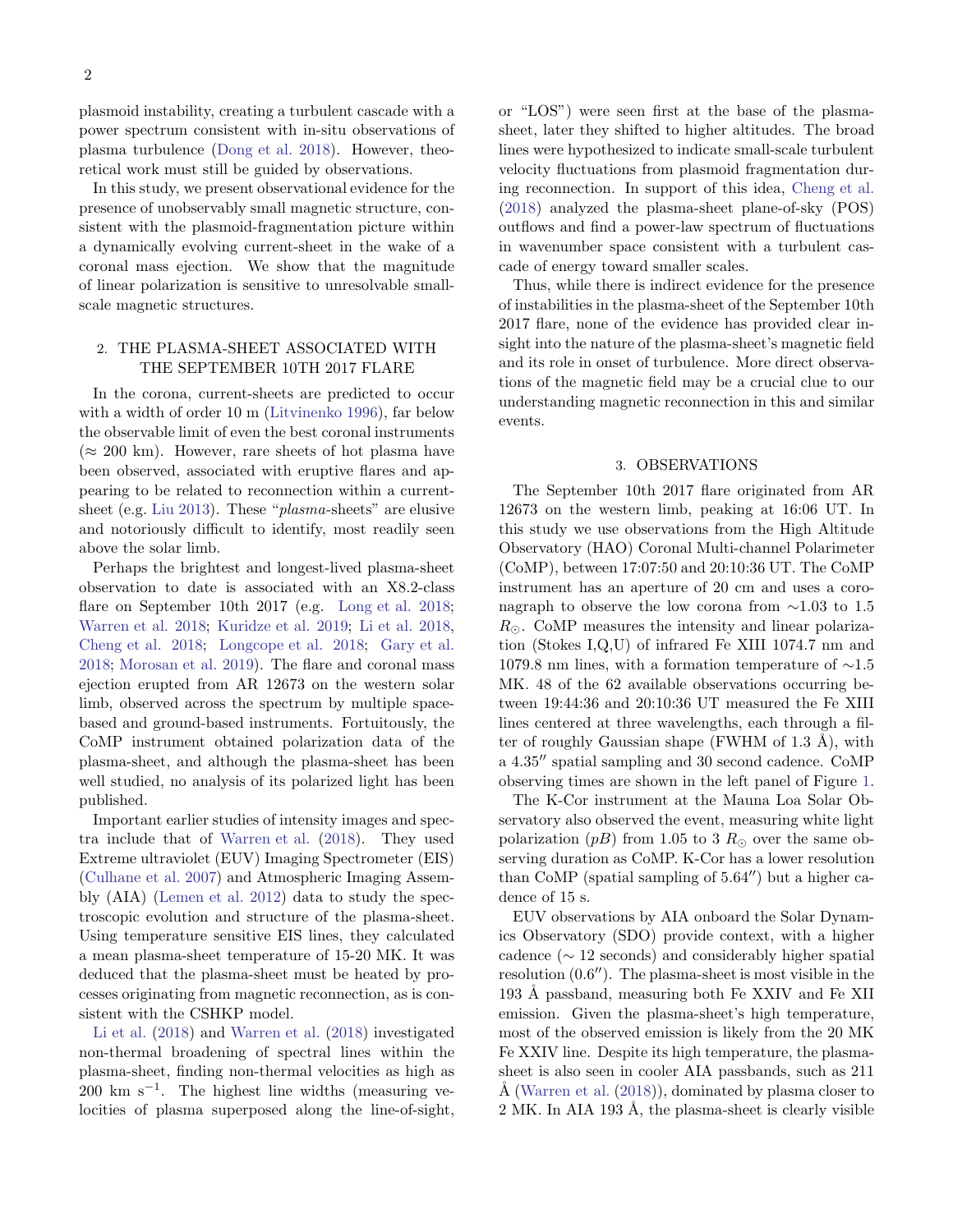plasmoid instability, creating a turbulent cascade with a power spectrum consistent with in-situ observations of plasma turbulence (Dong et al. 2018). However, theoretical work must still be guided by observations.

In this study, we present observational evidence for the presence of unobservably small magnetic structure, consistent with the plasmoid-fragmentation picture within a dynamically evolving current-sheet in the wake of a coronal mass ejection. We show that the magnitude of linear polarization is sensitive to unresolvable small-scale magnetic structures.

## 2. THE PLASMA-SHEET ASSOCIATED WITH THE SEPTEMBER 10TH 2017 FLARE

In the corona, current-sheets are predicted to occur with a width of order 10 m (Litvinenko 1996), far below the observable limit of even the best coronal instruments ($\approx$ 200 km). However, rare sheets of hot plasma have been observed, associated with eruptive flares and appearing to be related to reconnection within a current-sheet (e.g. Liu 2013). These "*plasma*-sheets" are elusive and notoriously difficult to identify, most readily seen above the solar limb.

Perhaps the brightest and longest-lived plasma-sheet observation to date is associated with an X8.2-class flare on September 10th 2017 (e.g. Long et al. 2018; Warren et al. 2018; Kuridze et al. 2019; Li et al. 2018, Cheng et al. 2018; Longcope et al. 2018; Gary et al. 2018; Morosan et al. 2019). The flare and coronal mass ejection erupted from AR 12673 on the western solar limb, observed across the spectrum by multiple space-based and ground-based instruments. Fortuitously, the CoMP instrument obtained polarization data of the plasma-sheet, and although the plasma-sheet has been well studied, no analysis of its polarized light has been published.

Important earlier studies of intensity images and spectra include that of Warren et al. (2018). They used Extreme ultraviolet (EUV) Imaging Spectrometer (EIS) (Culhane et al. 2007) and Atmospheric Imaging Assembly (AIA) (Lemen et al. 2012) data to study the spectroscopic evolution and structure of the plasma-sheet. Using temperature sensitive EIS lines, they calculated a mean plasma-sheet temperature of 15-20 MK. It was deduced that the plasma-sheet must be heated by processes originating from magnetic reconnection, as is consistent with the CSHKP model.

Li et al. (2018) and Warren et al. (2018) investigated non-thermal broadening of spectral lines within the plasma-sheet, finding non-thermal velocities as high as 200 km $s^{-1}$. The highest line widths (measuring velocities of plasma superposed along the line-of-sight, or "LOS") were seen first at the base of the plasma-sheet, later they shifted to higher altitudes. The broad lines were hypothesized to indicate small-scale turbulent velocity fluctuations from plasmoid fragmentation during reconnection. In support of this idea, Cheng et al. (2018) analyzed the plasma-sheet plane-of-sky (POS) outflows and find a power-law spectrum of fluctuations in wavenumber space consistent with a turbulent cascade of energy toward smaller scales.

Thus, while there is indirect evidence for the presence of instabilities in the plasma-sheet of the September 10th 2017 flare, none of the evidence has provided clear insight into the nature of the plasma-sheet's magnetic field and its role in onset of turbulence. More direct observations of the magnetic field may be a crucial clue to our understanding magnetic reconnection in this and similar events.

## 3. OBSERVATIONS

The September 10th 2017 flare originated from AR 12673 on the western limb, peaking at 16:06 UT. In this study we use observations from the High Altitude Observatory (HAO) Coronal Multi-channel Polarimeter (CoMP), between 17:07:50 and 20:10:36 UT. The CoMP instrument has an aperture of 20 cm and uses a coronagraph to observe the low corona from $\sim$1.03 to 1.5 $R_\odot$. CoMP measures the intensity and linear polarization (Stokes I,Q,U) of infrared Fe XIII 1074.7 nm and 1079.8 nm lines, with a formation temperature of $\sim$1.5 MK. 48 of the 62 available observations occurring between 19:44:36 and 20:10:36 UT measured the Fe XIII lines centered at three wavelengths, each through a filter of roughly Gaussian shape (FWHM of 1.3 Å), with a 4.35″ spatial sampling and 30 second cadence. CoMP observing times are shown in the left panel of Figure 1.

The K-Cor instrument at the Mauna Loa Solar Observatory also observed the event, measuring white light polarization ($pB$) from 1.05 to 3 $R_\odot$ over the same observing duration as CoMP. K-Cor has a lower resolution than CoMP (spatial sampling of 5.64″) but a higher cadence of 15 s.

EUV observations by AIA onboard the Solar Dynamics Observatory (SDO) provide context, with a higher cadence ($\sim$ 12 seconds) and considerably higher spatial resolution (0.6″). The plasma-sheet is most visible in the 193 Å passband, measuring both Fe XXIV and Fe XII emission. Given the plasma-sheet's high temperature, most of the observed emission is likely from the 20 MK Fe XXIV line. Despite its high temperature, the plasma-sheet is also seen in cooler AIA passbands, such as 211 Å (Warren et al. (2018)), dominated by plasma closer to 2 MK. In AIA 193 Å, the plasma-sheet is clearly visible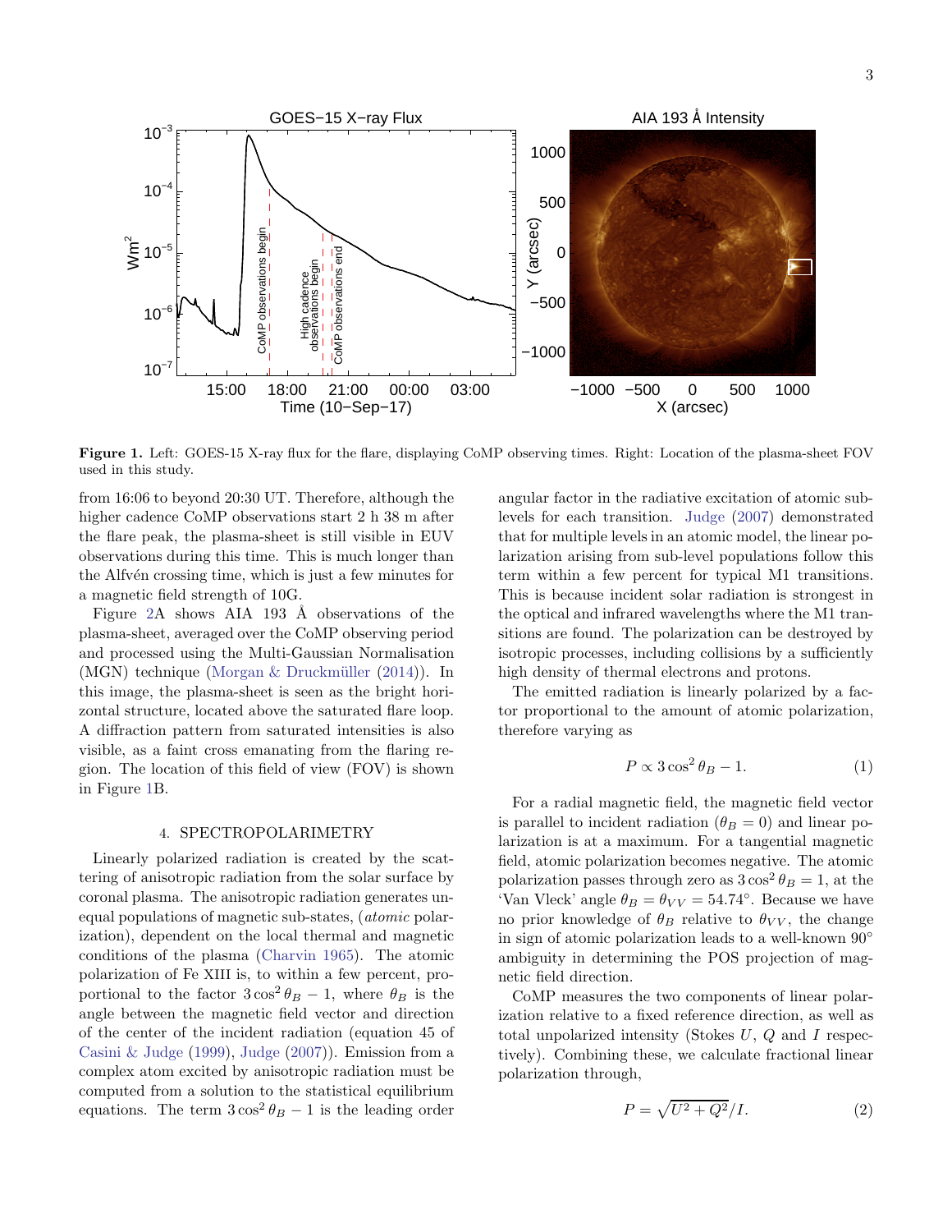**Figure 1.** Left: GOES-15 X-ray flux for the flare, displaying CoMP observing times. Right: Location of the plasma-sheet FOV used in this study.

from 16:06 to beyond 20:30 UT. Therefore, although the higher cadence CoMP observations start 2 h 38 m after the flare peak, the plasma-sheet is still visible in EUV observations during this time. This is much longer than the Alfvén crossing time, which is just a few minutes for a magnetic field strength of 10G.

Figure 2A shows AIA 193 Å observations of the plasma-sheet, averaged over the CoMP observing period and processed using the Multi-Gaussian Normalisation (MGN) technique (Morgan & Druckmüller (2014)). In this image, the plasma-sheet is seen as the bright horizontal structure, located above the saturated flare loop. A diffraction pattern from saturated intensities is also visible, as a faint cross emanating from the flaring region. The location of this field of view (FOV) is shown in Figure 1B.

## 4. SPECTROPOLARIMETRY

Linearly polarized radiation is created by the scattering of anisotropic radiation from the solar surface by coronal plasma. The anisotropic radiation generates unequal populations of magnetic sub-states, (*atomic* polarization), dependent on the local thermal and magnetic conditions of the plasma (Charvin 1965). The atomic polarization of Fe XIII is, to within a few percent, proportional to the factor $3\cos^2\theta_B - 1$, where $\theta_B$ is the angle between the magnetic field vector and direction of the center of the incident radiation (equation 45 of Casini & Judge (1999), Judge (2007)). Emission from a complex atom excited by anisotropic radiation must be computed from a solution to the statistical equilibrium equations. The term $3\cos^2\theta_B - 1$ is the leading order angular factor in the radiative excitation of atomic sublevels for each transition. Judge (2007) demonstrated that for multiple levels in an atomic model, the linear polarization arising from sub-level populations follow this term within a few percent for typical M1 transitions. This is because incident solar radiation is strongest in the optical and infrared wavelengths where the M1 transitions are found. The polarization can be destroyed by isotropic processes, including collisions by a sufficiently high density of thermal electrons and protons.

The emitted radiation is linearly polarized by a factor proportional to the amount of atomic polarization, therefore varying as

$$P \propto 3\cos^2\theta_B - 1. \tag{1}$$

For a radial magnetic field, the magnetic field vector is parallel to incident radiation ($\theta_B = 0$) and linear polarization is at a maximum. For a tangential magnetic field, atomic polarization becomes negative. The atomic polarization passes through zero as $3\cos^2\theta_B = 1$, at the 'Van Vleck' angle $\theta_B = \theta_{VV} = 54.74°$. Because we have no prior knowledge of $\theta_B$ relative to $\theta_{VV}$, the change in sign of atomic polarization leads to a well-known 90° ambiguity in determining the POS projection of magnetic field direction.

CoMP measures the two components of linear polarization relative to a fixed reference direction, as well as total unpolarized intensity (Stokes $U$, $Q$ and $I$ respectively). Combining these, we calculate fractional linear polarization through,

$$P = \sqrt{U^2 + Q^2}/I. \tag{2}$$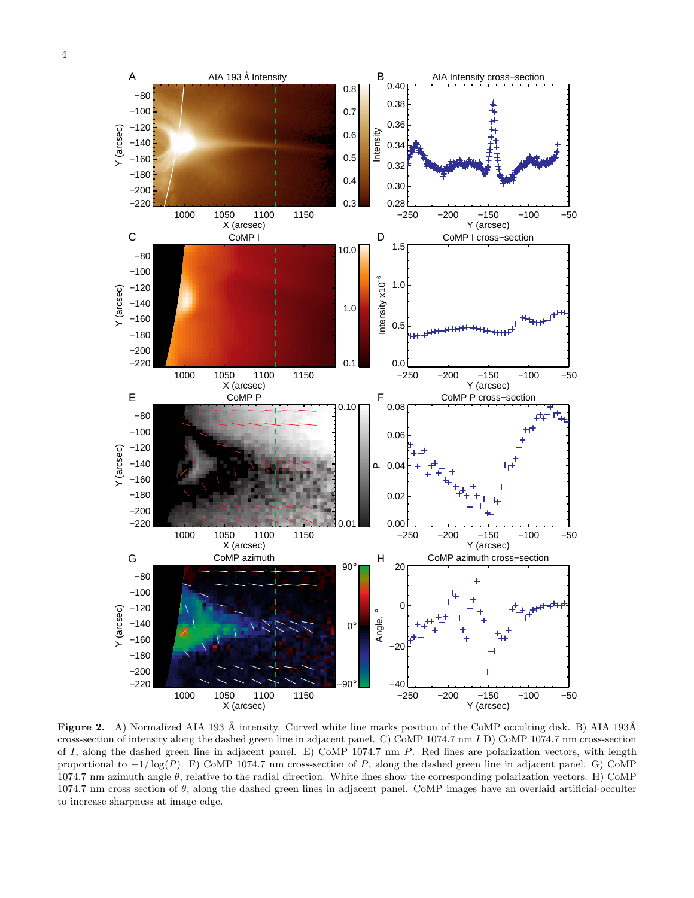**Figure 2.** A) Normalized AIA 193 Å intensity. Curved white line marks position of the CoMP occulting disk. B) AIA 193Å cross-section of intensity along the dashed green line in adjacent panel. C) CoMP 1074.7 nm $I$ D) CoMP 1074.7 nm cross-section of $I$, along the dashed green line in adjacent panel. E) CoMP 1074.7 nm $P$. Red lines are polarization vectors, with length proportional to $-1/\log(P)$. F) CoMP 1074.7 nm cross-section of $P$, along the dashed green line in adjacent panel. G) CoMP 1074.7 nm azimuth angle $\theta$, relative to the radial direction. White lines show the corresponding polarization vectors. H) CoMP 1074.7 nm cross section of $\theta$, along the dashed green lines in adjacent panel. CoMP images have an overlaid artificial-occulter to increase sharpness at image edge.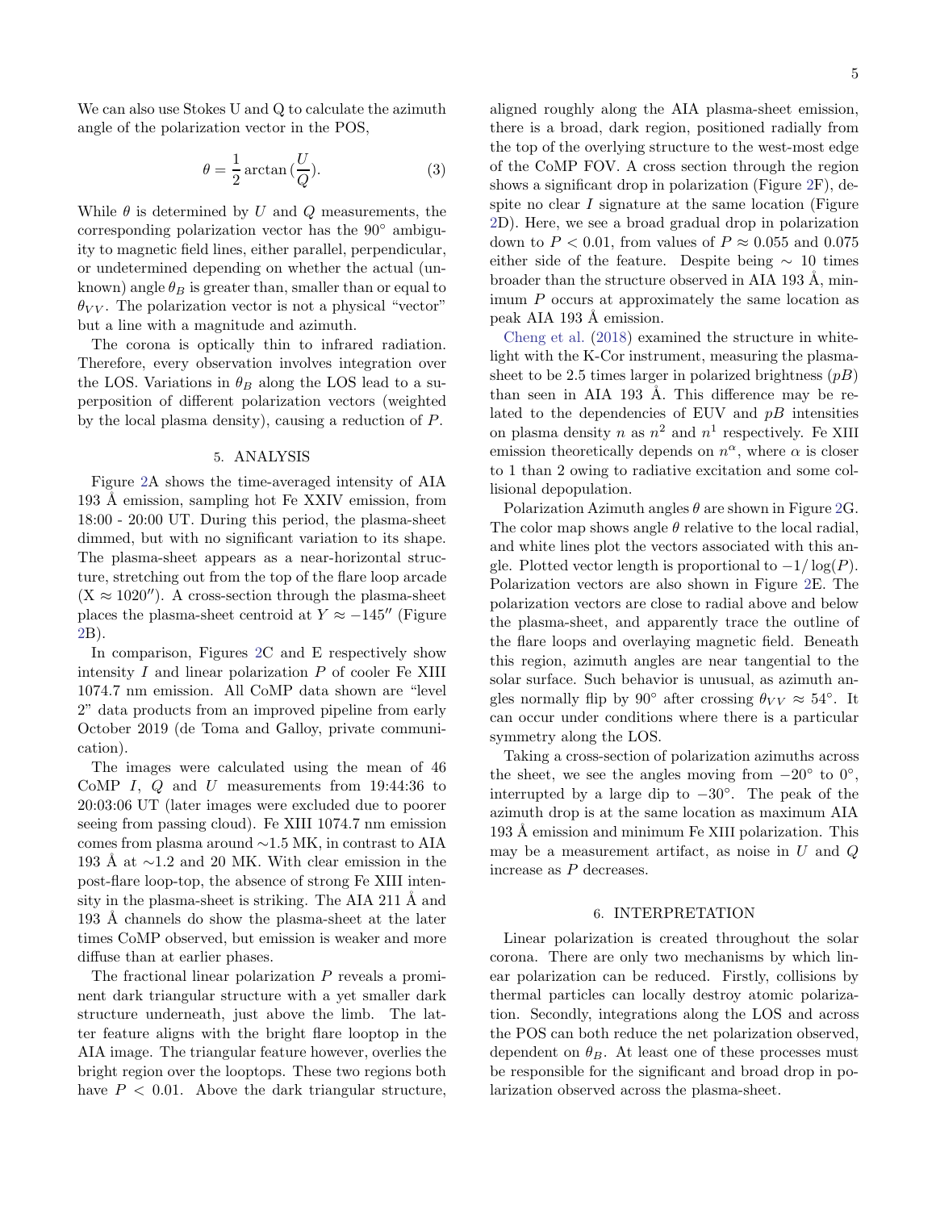We can also use Stokes U and Q to calculate the azimuth angle of the polarization vector in the POS,

$$\theta = \frac{1}{2}\arctan\left(\frac{U}{Q}\right). \tag{3}$$

While $\theta$ is determined by $U$ and $Q$ measurements, the corresponding polarization vector has the 90° ambiguity to magnetic field lines, either parallel, perpendicular, or undetermined depending on whether the actual (unknown) angle $\theta_B$ is greater than, smaller than or equal to $\theta_{VV}$. The polarization vector is not a physical "vector" but a line with a magnitude and azimuth.

The corona is optically thin to infrared radiation. Therefore, every observation involves integration over the LOS. Variations in $\theta_B$ along the LOS lead to a superposition of different polarization vectors (weighted by the local plasma density), causing a reduction of $P$.

## 5. ANALYSIS

Figure 2A shows the time-averaged intensity of AIA 193 Å emission, sampling hot Fe XXIV emission, from 18:00 - 20:00 UT. During this period, the plasma-sheet dimmed, but with no significant variation to its shape. The plasma-sheet appears as a near-horizontal structure, stretching out from the top of the flare loop arcade ($X \approx 1020''$). A cross-section through the plasma-sheet places the plasma-sheet centroid at $Y \approx -145''$ (Figure 2B).

In comparison, Figures 2C and E respectively show intensity $I$ and linear polarization $P$ of cooler Fe XIII 1074.7 nm emission. All CoMP data shown are "level 2" data products from an improved pipeline from early October 2019 (de Toma and Galloy, private communication).

The images were calculated using the mean of 46 CoMP $I$, $Q$ and $U$ measurements from 19:44:36 to 20:03:06 UT (later images were excluded due to poorer seeing from passing cloud). Fe XIII 1074.7 nm emission comes from plasma around ~1.5 MK, in contrast to AIA 193 Å at ~1.2 and 20 MK. With clear emission in the post-flare loop-top, the absence of strong Fe XIII intensity in the plasma-sheet is striking. The AIA 211 Å and 193 Å channels do show the plasma-sheet at the later times CoMP observed, but emission is weaker and more diffuse than at earlier phases.

The fractional linear polarization $P$ reveals a prominent dark triangular structure with a yet smaller dark structure underneath, just above the limb. The latter feature aligns with the bright flare looptop in the AIA image. The triangular feature however, overlies the bright region over the looptops. These two regions both have $P < 0.01$. Above the dark triangular structure, aligned roughly along the AIA plasma-sheet emission, there is a broad, dark region, positioned radially from the top of the overlying structure to the west-most edge of the CoMP FOV. A cross section through the region shows a significant drop in polarization (Figure 2F), despite no clear $I$ signature at the same location (Figure 2D). Here, we see a broad gradual drop in polarization down to $P < 0.01$, from values of $P \approx 0.055$ and 0.075 either side of the feature. Despite being ~ 10 times broader than the structure observed in AIA 193 Å, minimum $P$ occurs at approximately the same location as peak AIA 193 Å emission.

Cheng et al. (2018) examined the structure in white-light with the K-Cor instrument, measuring the plasma-sheet to be 2.5 times larger in polarized brightness ($pB$) than seen in AIA 193 Å. This difference may be related to the dependencies of EUV and $pB$ intensities on plasma density $n$ as $n^2$ and $n^1$ respectively. Fe XIII emission theoretically depends on $n^\alpha$, where $\alpha$ is closer to 1 than 2 owing to radiative excitation and some collisional depopulation.

Polarization Azimuth angles $\theta$ are shown in Figure 2G. The color map shows angle $\theta$ relative to the local radial, and white lines plot the vectors associated with this angle. Plotted vector length is proportional to $-1/\log(P)$. Polarization vectors are also shown in Figure 2E. The polarization vectors are close to radial above and below the plasma-sheet, and apparently trace the outline of the flare loops and overlaying magnetic field. Beneath this region, azimuth angles are near tangential to the solar surface. Such behavior is unusual, as azimuth angles normally flip by 90° after crossing $\theta_{VV} \approx 54°$. It can occur under conditions where there is a particular symmetry along the LOS.

Taking a cross-section of polarization azimuths across the sheet, we see the angles moving from $-20°$ to $0°$, interrupted by a large dip to $-30°$. The peak of the azimuth drop is at the same location as maximum AIA 193 Å emission and minimum Fe XIII polarization. This may be a measurement artifact, as noise in $U$ and $Q$ increase as $P$ decreases.

## 6. INTERPRETATION

Linear polarization is created throughout the solar corona. There are only two mechanisms by which linear polarization can be reduced. Firstly, collisions by thermal particles can locally destroy atomic polarization. Secondly, integrations along the LOS and across the POS can both reduce the net polarization observed, dependent on $\theta_B$. At least one of these processes must be responsible for the significant and broad drop in polarization observed across the plasma-sheet.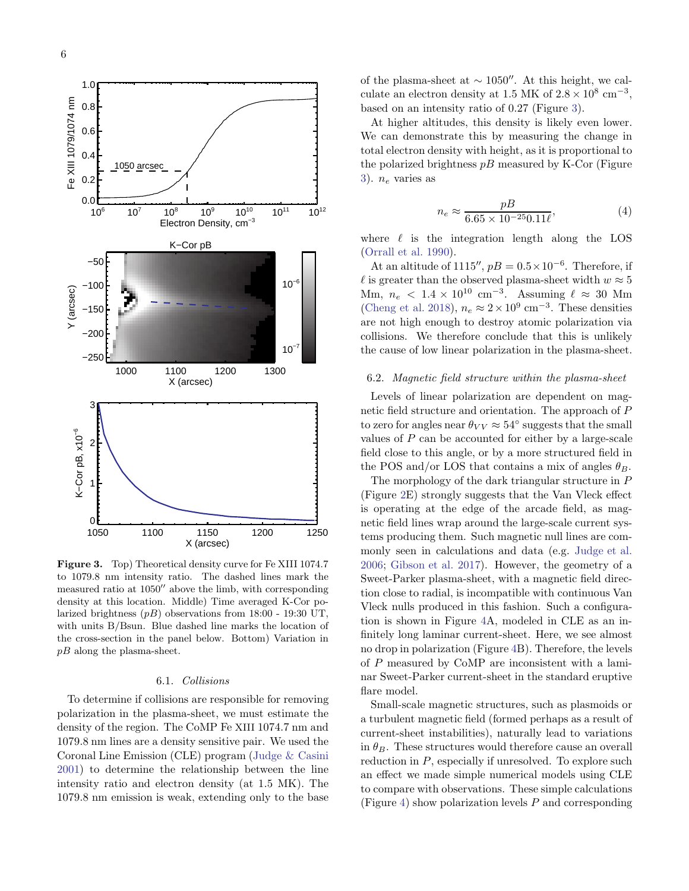**Figure 3.** Top) Theoretical density curve for Fe XIII 1074.7 to 1079.8 nm intensity ratio. The dashed lines mark the measured ratio at 1050″ above the limb, with corresponding density at this location. Middle) Time averaged K-Cor polarized brightness ($pB$) observations from 18:00 - 19:30 UT, with units B/Bsun. Blue dashed line marks the location of the cross-section in the panel below. Bottom) Variation in $pB$ along the plasma-sheet.

### 6.1. *Collisions*

To determine if collisions are responsible for removing polarization in the plasma-sheet, we must estimate the density of the region. The CoMP Fe XIII 1074.7 nm and 1079.8 nm lines are a density sensitive pair. We used the Coronal Line Emission (CLE) program (Judge & Casini 2001) to determine the relationship between the line intensity ratio and electron density (at 1.5 MK). The 1079.8 nm emission is weak, extending only to the base of the plasma-sheet at $\sim 1050''$. At this height, we calculate an electron density at 1.5 MK of $2.8 \times 10^8$ cm$^{-3}$, based on an intensity ratio of 0.27 (Figure 3).

At higher altitudes, this density is likely even lower. We can demonstrate this by measuring the change in total electron density with height, as it is proportional to the polarized brightness $pB$ measured by K-Cor (Figure 3). $n_e$ varies as

$$n_e \approx \frac{pB}{6.65 \times 10^{-25} 0.11 \ell}, \tag{4}$$

where $\ell$ is the integration length along the LOS (Orrall et al. 1990).

At an altitude of $1115''$, $pB = 0.5 \times 10^{-6}$. Therefore, if $\ell$ is greater than the observed plasma-sheet width $w \approx 5$ Mm, $n_e < 1.4 \times 10^{10}$ cm$^{-3}$. Assuming $\ell \approx 30$ Mm (Cheng et al. 2018), $n_e \approx 2 \times 10^9$ cm$^{-3}$. These densities are not high enough to destroy atomic polarization via collisions. We therefore conclude that this is unlikely the cause of low linear polarization in the plasma-sheet.

### 6.2. *Magnetic field structure within the plasma-sheet*

Levels of linear polarization are dependent on magnetic field structure and orientation. The approach of $P$ to zero for angles near $\theta_{VV} \approx 54^\circ$ suggests that the small values of $P$ can be accounted for either by a large-scale field close to this angle, or by a more structured field in the POS and/or LOS that contains a mix of angles $\theta_B$.

The morphology of the dark triangular structure in $P$ (Figure 2E) strongly suggests that the Van Vleck effect is operating at the edge of the arcade field, as magnetic field lines wrap around the large-scale current systems producing them. Such magnetic null lines are commonly seen in calculations and data (e.g. Judge et al. 2006; Gibson et al. 2017). However, the geometry of a Sweet-Parker plasma-sheet, with a magnetic field direction close to radial, is incompatible with continuous Van Vleck nulls produced in this fashion. Such a configuration is shown in Figure 4A, modeled in CLE as an infinitely long laminar current-sheet. Here, we see almost no drop in polarization (Figure 4B). Therefore, the levels of $P$ measured by CoMP are inconsistent with a laminar Sweet-Parker current-sheet in the standard eruptive flare model.

Small-scale magnetic structures, such as plasmoids or a turbulent magnetic field (formed perhaps as a result of current-sheet instabilities), naturally lead to variations in $\theta_B$. These structures would therefore cause an overall reduction in $P$, especially if unresolved. To explore such an effect we made simple numerical models using CLE to compare with observations. These simple calculations (Figure 4) show polarization levels $P$ and corresponding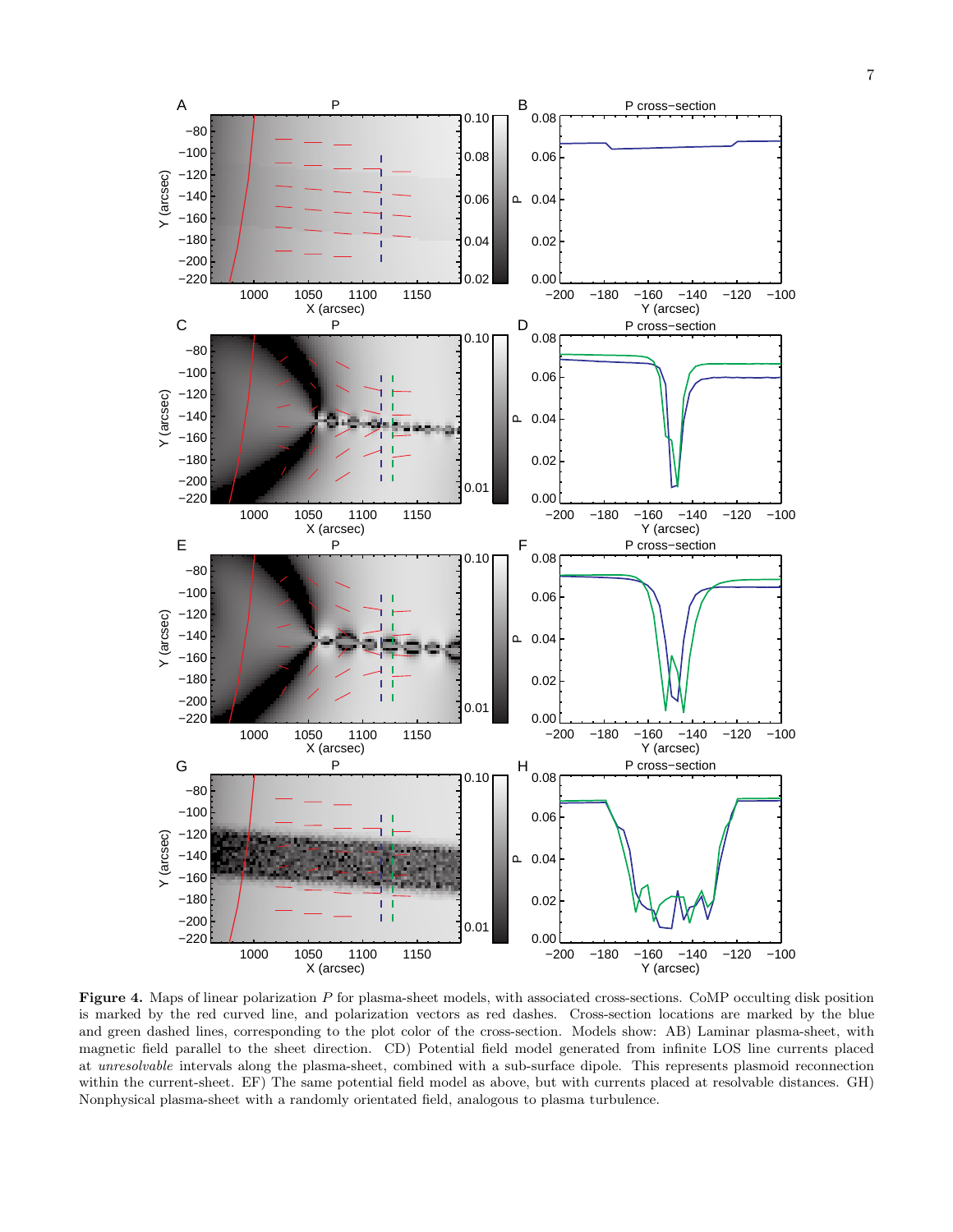**Figure 4.** Maps of linear polarization $P$ for plasma-sheet models, with associated cross-sections. CoMP occulting disk position is marked by the red curved line, and polarization vectors as red dashes. Cross-section locations are marked by the blue and green dashed lines, corresponding to the plot color of the cross-section. Models show: AB) Laminar plasma-sheet, with magnetic field parallel to the sheet direction. CD) Potential field model generated from infinite LOS line currents placed at *unresolvable* intervals along the plasma-sheet, combined with a sub-surface dipole. This represents plasmoid reconnection within the current-sheet. EF) The same potential field model as above, but with currents placed at resolvable distances. GH) Nonphysical plasma-sheet with a randomly orientated field, analogous to plasma turbulence.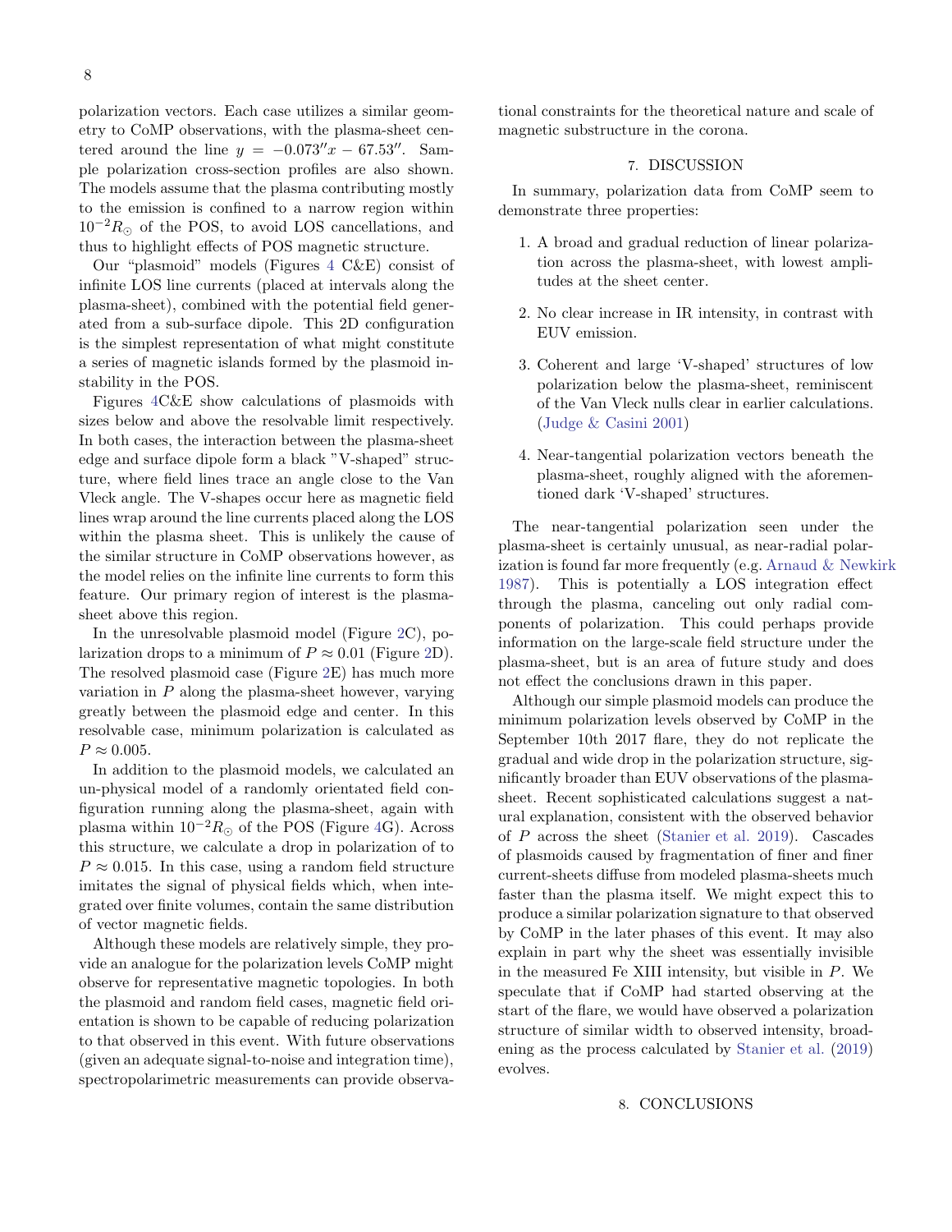polarization vectors. Each case utilizes a similar geometry to CoMP observations, with the plasma-sheet centered around the line $y = -0.073''x - 67.53''$. Sample polarization cross-section profiles are also shown. The models assume that the plasma contributing mostly to the emission is confined to a narrow region within $10^{-2}R_{\odot}$ of the POS, to avoid LOS cancellations, and thus to highlight effects of POS magnetic structure.

Our "plasmoid" models (Figures 4 C&E) consist of infinite LOS line currents (placed at intervals along the plasma-sheet), combined with the potential field generated from a sub-surface dipole. This 2D configuration is the simplest representation of what might constitute a series of magnetic islands formed by the plasmoid instability in the POS.

Figures 4C&E show calculations of plasmoids with sizes below and above the resolvable limit respectively. In both cases, the interaction between the plasma-sheet edge and surface dipole form a black "V-shaped" structure, where field lines trace an angle close to the Van Vleck angle. The V-shapes occur here as magnetic field lines wrap around the line currents placed along the LOS within the plasma sheet. This is unlikely the cause of the similar structure in CoMP observations however, as the model relies on the infinite line currents to form this feature. Our primary region of interest is the plasma-sheet above this region.

In the unresolvable plasmoid model (Figure 2C), polarization drops to a minimum of $P \approx 0.01$ (Figure 2D). The resolved plasmoid case (Figure 2E) has much more variation in $P$ along the plasma-sheet however, varying greatly between the plasmoid edge and center. In this resolvable case, minimum polarization is calculated as $P \approx 0.005$.

In addition to the plasmoid models, we calculated an un-physical model of a randomly orientated field configuration running along the plasma-sheet, again with plasma within $10^{-2}R_{\odot}$ of the POS (Figure 4G). Across this structure, we calculate a drop in polarization of to $P \approx 0.015$. In this case, using a random field structure imitates the signal of physical fields which, when integrated over finite volumes, contain the same distribution of vector magnetic fields.

Although these models are relatively simple, they provide an analogue for the polarization levels CoMP might observe for representative magnetic topologies. In both the plasmoid and random field cases, magnetic field orientation is shown to be capable of reducing polarization to that observed in this event. With future observations (given an adequate signal-to-noise and integration time), spectropolarimetric measurements can provide observational constraints for the theoretical nature and scale of magnetic substructure in the corona.

## 7. DISCUSSION

In summary, polarization data from CoMP seem to demonstrate three properties:

1. A broad and gradual reduction of linear polarization across the plasma-sheet, with lowest amplitudes at the sheet center.
2. No clear increase in IR intensity, in contrast with EUV emission.
3. Coherent and large 'V-shaped' structures of low polarization below the plasma-sheet, reminiscent of the Van Vleck nulls clear in earlier calculations. (Judge & Casini 2001)
4. Near-tangential polarization vectors beneath the plasma-sheet, roughly aligned with the aforementioned dark 'V-shaped' structures.

The near-tangential polarization seen under the plasma-sheet is certainly unusual, as near-radial polarization is found far more frequently (e.g. Arnaud & Newkirk 1987). This is potentially a LOS integration effect through the plasma, canceling out only radial components of polarization. This could perhaps provide information on the large-scale field structure under the plasma-sheet, but is an area of future study and does not effect the conclusions drawn in this paper.

Although our simple plasmoid models can produce the minimum polarization levels observed by CoMP in the September 10th 2017 flare, they do not replicate the gradual and wide drop in the polarization structure, significantly broader than EUV observations of the plasma-sheet. Recent sophisticated calculations suggest a natural explanation, consistent with the observed behavior of $P$ across the sheet (Stanier et al. 2019). Cascades of plasmoids caused by fragmentation of finer and finer current-sheets diffuse from modeled plasma-sheets much faster than the plasma itself. We might expect this to produce a similar polarization signature to that observed by CoMP in the later phases of this event. It may also explain in part why the sheet was essentially invisible in the measured Fe XIII intensity, but visible in $P$. We speculate that if CoMP had started observing at the start of the flare, we would have observed a polarization structure of similar width to observed intensity, broadening as the process calculated by Stanier et al. (2019) evolves.

## 8. CONCLUSIONS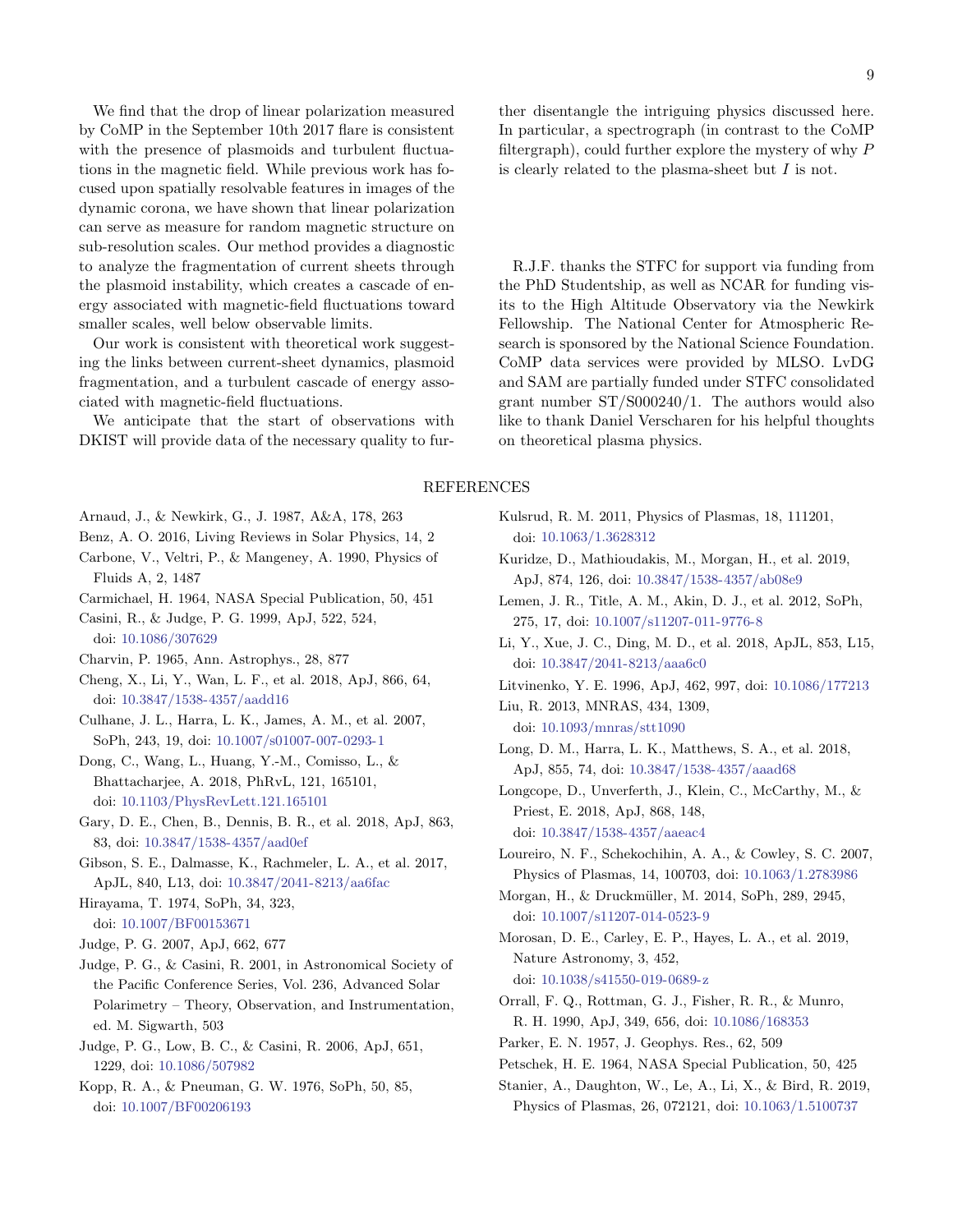We find that the drop of linear polarization measured by CoMP in the September 10th 2017 flare is consistent with the presence of plasmoids and turbulent fluctuations in the magnetic field. While previous work has focused upon spatially resolvable features in images of the dynamic corona, we have shown that linear polarization can serve as measure for random magnetic structure on sub-resolution scales. Our method provides a diagnostic to analyze the fragmentation of current sheets through the plasmoid instability, which creates a cascade of energy associated with magnetic-field fluctuations toward smaller scales, well below observable limits.

Our work is consistent with theoretical work suggesting the links between current-sheet dynamics, plasmoid fragmentation, and a turbulent cascade of energy associated with magnetic-field fluctuations.

We anticipate that the start of observations with DKIST will provide data of the necessary quality to further disentangle the intriguing physics discussed here. In particular, a spectrograph (in contrast to the CoMP filtergraph), could further explore the mystery of why $P$ is clearly related to the plasma-sheet but $I$ is not.

R.J.F. thanks the STFC for support via funding from the PhD Studentship, as well as NCAR for funding visits to the High Altitude Observatory via the Newkirk Fellowship. The National Center for Atmospheric Research is sponsored by the National Science Foundation. CoMP data services were provided by MLSO. LvDG and SAM are partially funded under STFC consolidated grant number ST/S000240/1. The authors would also like to thank Daniel Verscharen for his helpful thoughts on theoretical plasma physics.

## REFERENCES

Arnaud, J., & Newkirk, G., J. 1987, A&A, 178, 263

Benz, A. O. 2016, Living Reviews in Solar Physics, 14, 2

Carbone, V., Veltri, P., & Mangeney, A. 1990, Physics of Fluids A, 2, 1487

Carmichael, H. 1964, NASA Special Publication, 50, 451

Casini, R., & Judge, P. G. 1999, ApJ, 522, 524, doi: 10.1086/307629

Charvin, P. 1965, Ann. Astrophys., 28, 877

Cheng, X., Li, Y., Wan, L. F., et al. 2018, ApJ, 866, 64, doi: 10.3847/1538-4357/aadd16

Culhane, J. L., Harra, L. K., James, A. M., et al. 2007, SoPh, 243, 19, doi: 10.1007/s01007-007-0293-1

Dong, C., Wang, L., Huang, Y.-M., Comisso, L., & Bhattacharjee, A. 2018, PhRvL, 121, 165101, doi: 10.1103/PhysRevLett.121.165101

Gary, D. E., Chen, B., Dennis, B. R., et al. 2018, ApJ, 863, 83, doi: 10.3847/1538-4357/aad0ef

Gibson, S. E., Dalmasse, K., Rachmeler, L. A., et al. 2017, ApJL, 840, L13, doi: 10.3847/2041-8213/aa6fac

Hirayama, T. 1974, SoPh, 34, 323, doi: 10.1007/BF00153671

Judge, P. G. 2007, ApJ, 662, 677

Judge, P. G., & Casini, R. 2001, in Astronomical Society of the Pacific Conference Series, Vol. 236, Advanced Solar Polarimetry – Theory, Observation, and Instrumentation, ed. M. Sigwarth, 503

Judge, P. G., Low, B. C., & Casini, R. 2006, ApJ, 651, 1229, doi: 10.1086/507982

Kopp, R. A., & Pneuman, G. W. 1976, SoPh, 50, 85, doi: 10.1007/BF00206193

Kulsrud, R. M. 2011, Physics of Plasmas, 18, 111201, doi: 10.1063/1.3628312

Kuridze, D., Mathioudakis, M., Morgan, H., et al. 2019, ApJ, 874, 126, doi: 10.3847/1538-4357/ab08e9

Lemen, J. R., Title, A. M., Akin, D. J., et al. 2012, SoPh, 275, 17, doi: 10.1007/s11207-011-9776-8

Li, Y., Xue, J. C., Ding, M. D., et al. 2018, ApJL, 853, L15, doi: 10.3847/2041-8213/aaa6c0

Litvinenko, Y. E. 1996, ApJ, 462, 997, doi: 10.1086/177213

Liu, R. 2013, MNRAS, 434, 1309, doi: 10.1093/mnras/stt1090

Long, D. M., Harra, L. K., Matthews, S. A., et al. 2018, ApJ, 855, 74, doi: 10.3847/1538-4357/aaad68

Longcope, D., Unverferth, J., Klein, C., McCarthy, M., & Priest, E. 2018, ApJ, 868, 148, doi: 10.3847/1538-4357/aaeac4

Loureiro, N. F., Schekochihin, A. A., & Cowley, S. C. 2007, Physics of Plasmas, 14, 100703, doi: 10.1063/1.2783986

Morgan, H., & Druckmüller, M. 2014, SoPh, 289, 2945, doi: 10.1007/s11207-014-0523-9

Morosan, D. E., Carley, E. P., Hayes, L. A., et al. 2019, Nature Astronomy, 3, 452, doi: 10.1038/s41550-019-0689-z

Orrall, F. Q., Rottman, G. J., Fisher, R. R., & Munro, R. H. 1990, ApJ, 349, 656, doi: 10.1086/168353

Parker, E. N. 1957, J. Geophys. Res., 62, 509

Petschek, H. E. 1964, NASA Special Publication, 50, 425

Stanier, A., Daughton, W., Le, A., Li, X., & Bird, R. 2019, Physics of Plasmas, 26, 072121, doi: 10.1063/1.5100737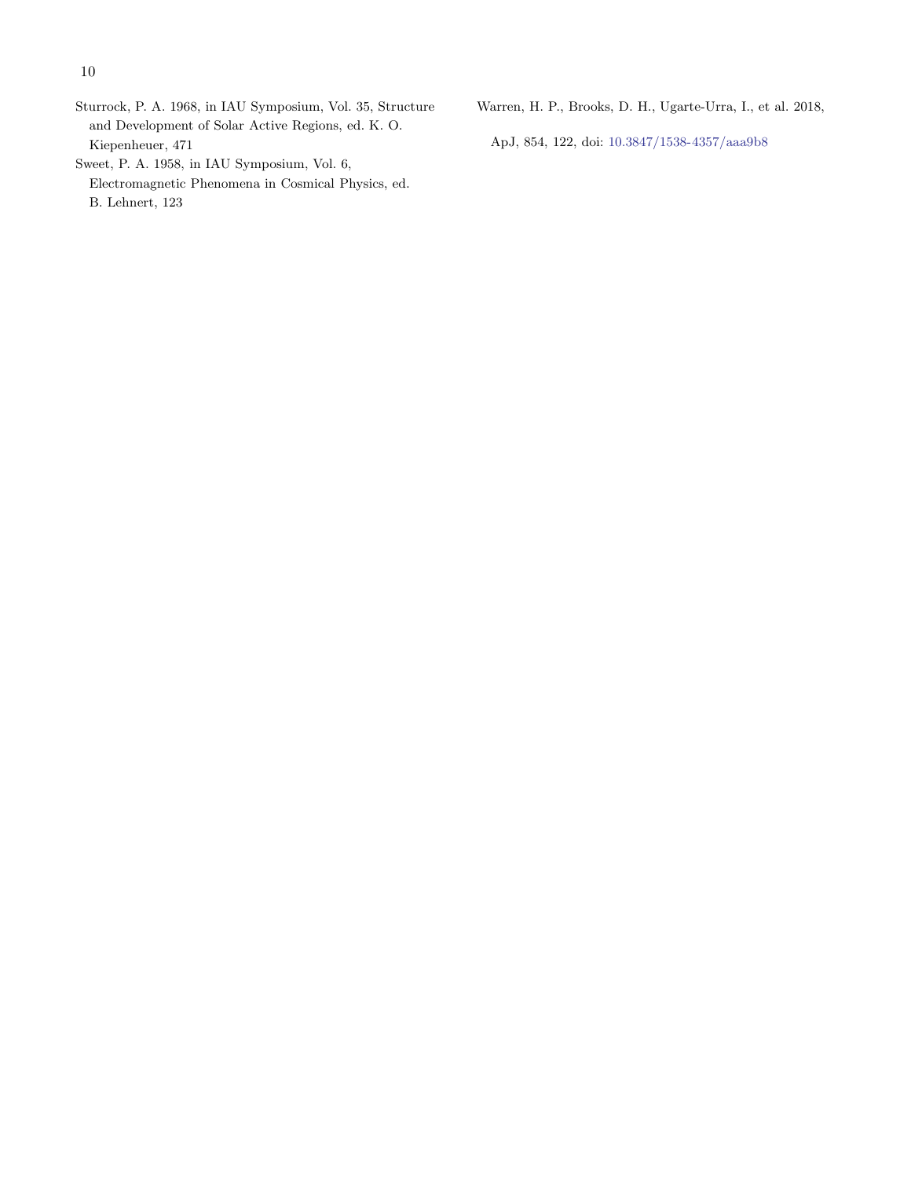Sturrock, P. A. 1968, in IAU Symposium, Vol. 35, Structure and Development of Solar Active Regions, ed. K. O. Kiepenheuer, 471

Sweet, P. A. 1958, in IAU Symposium, Vol. 6, Electromagnetic Phenomena in Cosmical Physics, ed. B. Lehnert, 123

Warren, H. P., Brooks, D. H., Ugarte-Urra, I., et al. 2018, ApJ, 854, 122, doi: 10.3847/1538-4357/aaa9b8